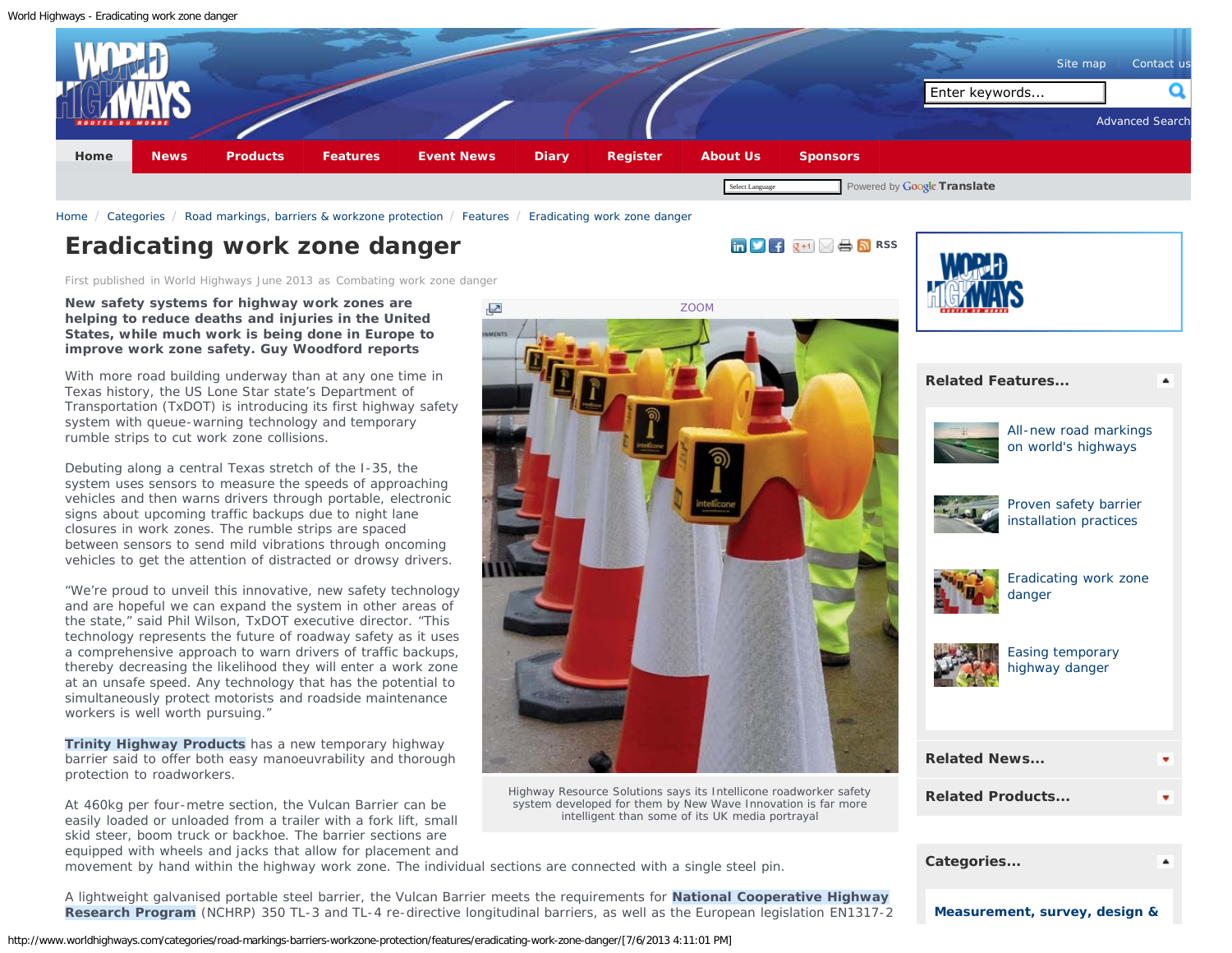# Eradicating work zone danger

First published in World Highways June 2013 as Combating work zone danger

**New safety systems for highway work zones are helping to reduce deaths and injuries in the United States, while much work is being done in Europe to improve work zone safety. Guy Woodford reports**

With more road building underway than at any one time in Texas history, the US Lone Star state's Department of Transportation (TxDOT) is introducing its first highway safety system with queue-warning technology and temporary rumble strips to cut work zone collisions.

Debuting along a central Texas stretch of the I-35, the system uses sensors to measure the speeds of approaching vehicles and then warns drivers through portable, electronic signs about upcoming traffic backups due to night lane closures in work zones. The rumble strips are spaced between sensors to send mild vibrations through oncoming vehicles to get the attention of distracted or drowsy drivers.

"We're proud to unveil this innovative, new safety technology and are hopeful we can expand the system in other areas of the state," said Phil Wilson, TxDOT executive director. "This technology represents the future of roadway safety as it uses a comprehensive approach to warn drivers of traffic backups, thereby decreasing the likelihood they will enter a work zone at an unsafe speed. Any technology that has the potential to simultaneously protect motorists and roadside maintenance workers is well worth pursuing."

Highway Resource Solutions says its Intellicone roadworker safety system developed for them by New Wave Innovation is far more intelligent than some of its UK media portrayal

**Trinity Highway Products** has a new temporary highway barrier said to offer both easy manoeuvrability and thorough protection to roadworkers.

At 460kg per four-metre section, the Vulcan Barrier can be easily loaded or unloaded from a trailer with a fork lift, small skid steer, boom truck or backhoe. The barrier sections are equipped with wheels and jacks that allow for placement and movement by hand within the highway work zone. The individual sections are connected with a single steel pin.

A lightweight galvanised portable steel barrier, the Vulcan Barrier meets the requirements for **National Cooperative Highway Research Program** (NCHRP) 350 TL-3 and TL-4 re-directive longitudinal barriers, as well as the European legislation EN1317-2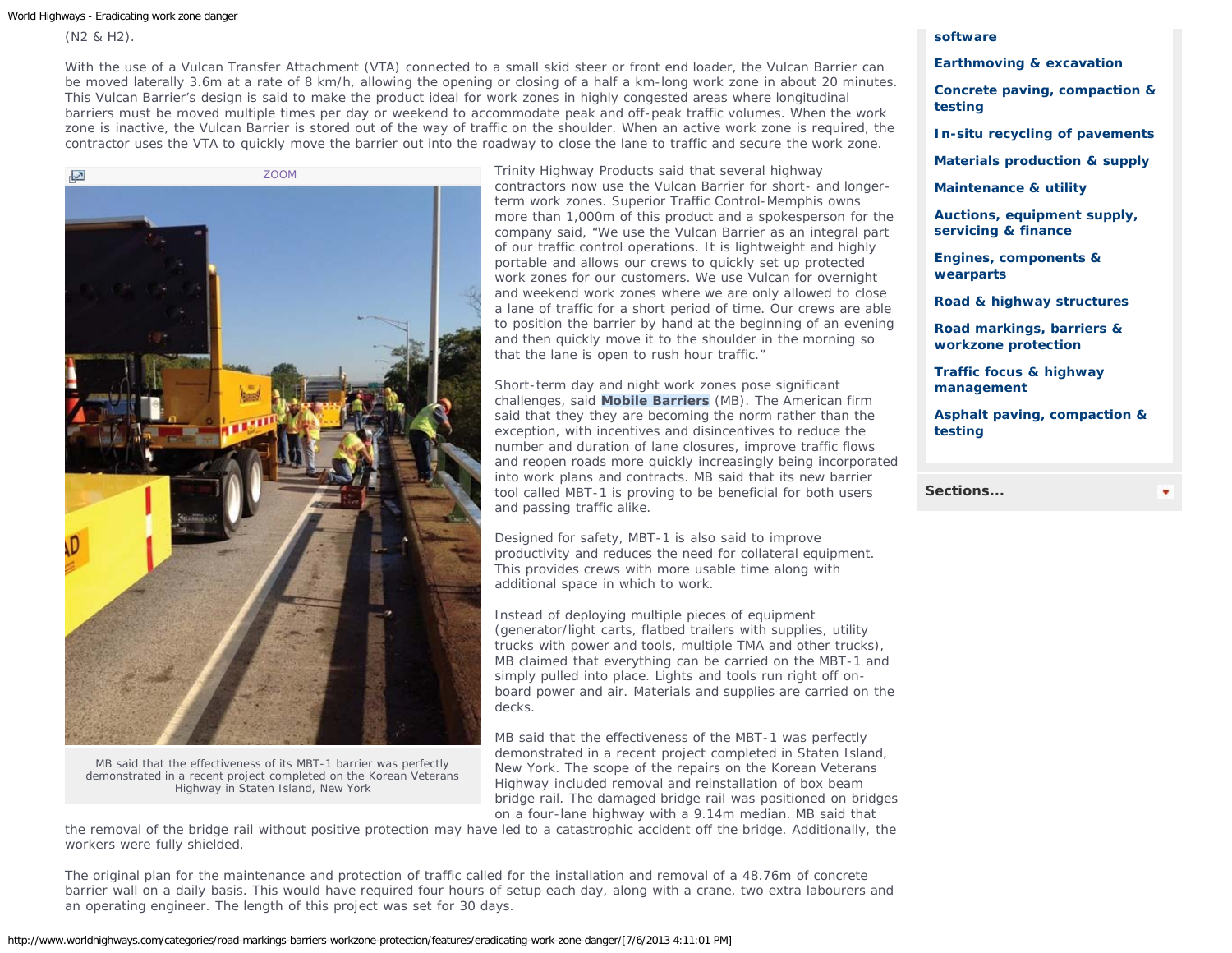(N2 & H2).

With the use of a Vulcan Transfer Attachment (VTA) connected to a small skid steer or front end loader, the Vulcan Barrier can be moved laterally 3.6m at a rate of 8 km/h, allowing the opening or closing of a half a km-long work zone in about 20 minutes. This Vulcan Barrier's design is said to make the product ideal for work zones in highly congested areas where longitudinal barriers must be moved multiple times per day or weekend to accommodate peak and off-peak traffic volumes. When the work zone is inactive, the Vulcan Barrier is stored out of the way of traffic on the shoulder. When an active work zone is required, the contractor uses the VTA to quickly move the barrier out into the roadway to close the lane to traffic and secure the work zone.

ZOOM

MB said that the effectiveness of its MBT-1 barrier was perfectly demonstrated in a recent project completed on the Korean Veterans Highway in Staten Island, New York

Trinity Highway Products said that several highway contractors now use the Vulcan Barrier for short- and longer-term work zones. Superior Traffic Control-Memphis owns more than 1,000m of this product and a spokesperson for the company said, "We use the Vulcan Barrier as an integral part of our traffic control operations. It is lightweight and highly portable and allows our crews to quickly set up protected work zones for our customers. We use Vulcan for overnight and weekend work zones where we are only allowed to close a lane of traffic for a short period of time. Our crews are able to position the barrier by hand at the beginning of an evening and then quickly move it to the shoulder in the morning so that the lane is open to rush hour traffic."

Short-term day and night work zones pose significant challenges, said **Mobile Barriers** (MB). The American firm said that they they are becoming the norm rather than the exception, with incentives and disincentives to reduce the number and duration of lane closures, improve traffic flows and reopen roads more quickly increasingly being incorporated into work plans and contracts. MB said that its new barrier tool called MBT-1 is proving to be beneficial for both users and passing traffic alike.

Designed for safety, MBT-1 is also said to improve productivity and reduces the need for collateral equipment. This provides crews with more usable time along with additional space in which to work.

Instead of deploying multiple pieces of equipment (generator/light carts, flatbed trailers with supplies, utility trucks with power and tools, multiple TMA and other trucks), MB claimed that everything can be carried on the MBT-1 and simply pulled into place. Lights and tools run right off on-board power and air. Materials and supplies are carried on the decks.

MB said that the effectiveness of the MBT-1 was perfectly demonstrated in a recent project completed in Staten Island, New York. The scope of the repairs on the Korean Veterans Highway included removal and reinstallation of box beam bridge rail. The damaged bridge rail was positioned on bridges on a four-lane highway with a 9.14m median. MB said that the removal of the bridge rail without positive protection may have led to a catastrophic accident off the bridge. Additionally, the workers were fully shielded.

The original plan for the maintenance and protection of traffic called for the installation and removal of a 48.76m of concrete barrier wall on a daily basis. This would have required four hours of setup each day, along with a crane, two extra labourers and an operating engineer. The length of this project was set for 30 days.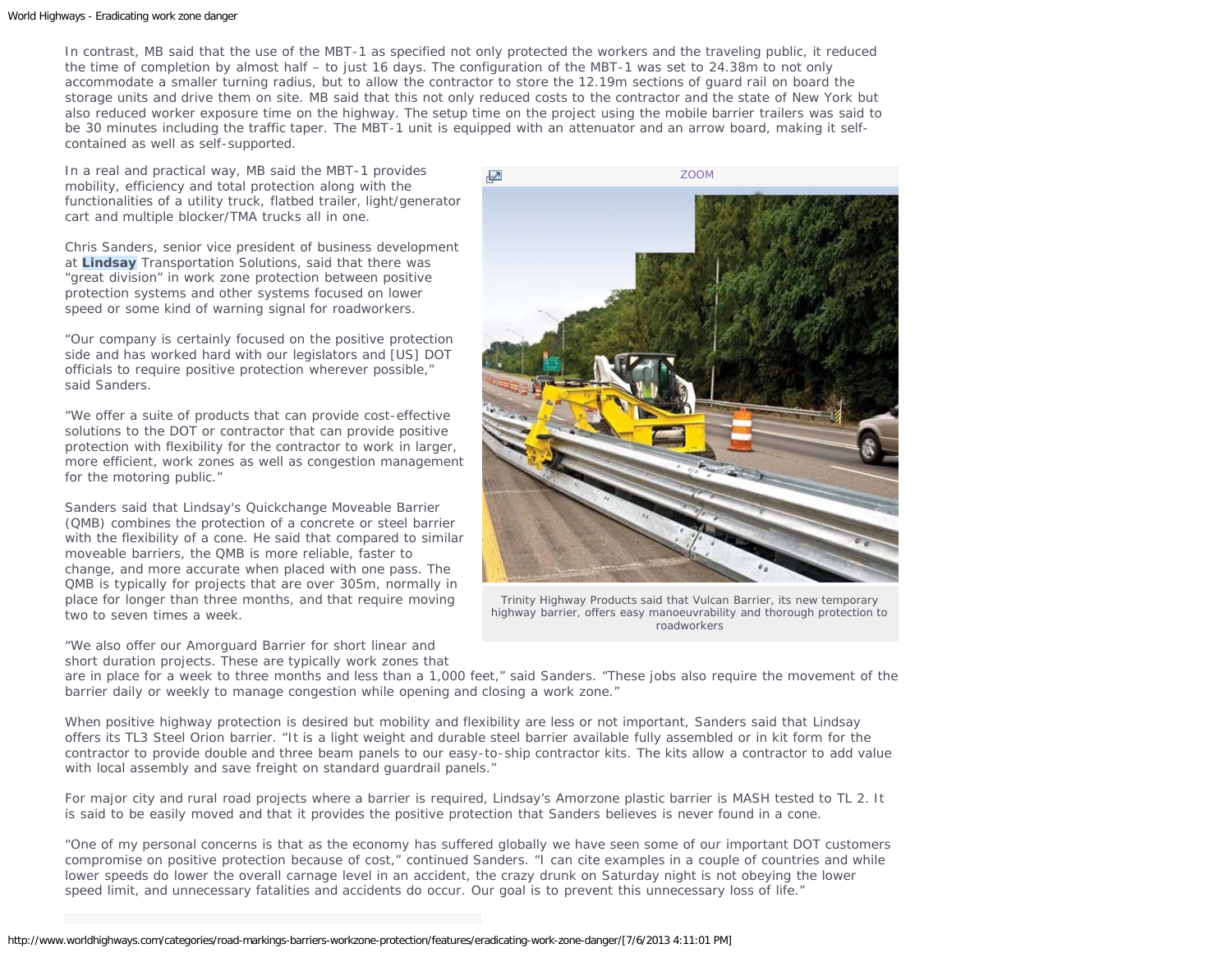In contrast, MB said that the use of the MBT-1 as specified not only protected the workers and the traveling public, it reduced the time of completion by almost half – to just 16 days. The configuration of the MBT-1 was set to 24.38m to not only accommodate a smaller turning radius, but to allow the contractor to store the 12.19m sections of guard rail on board the storage units and drive them on site. MB said that this not only reduced costs to the contractor and the state of New York but also reduced worker exposure time on the highway. The setup time on the project using the mobile barrier trailers was said to be 30 minutes including the traffic taper. The MBT-1 unit is equipped with an attenuator and an arrow board, making it self-contained as well as self-supported.

In a real and practical way, MB said the MBT-1 provides mobility, efficiency and total protection along with the functionalities of a utility truck, flatbed trailer, light/generator cart and multiple blocker/TMA trucks all in one.

Chris Sanders, senior vice president of business development at **Lindsay** Transportation Solutions, said that there was "great division" in work zone protection between positive protection systems and other systems focused on lower speed or some kind of warning signal for roadworkers.

"Our company is certainly focused on the positive protection side and has worked hard with our legislators and [US] DOT officials to require positive protection wherever possible," said Sanders.

"We offer a suite of products that can provide cost-effective solutions to the DOT or contractor that can provide positive protection with flexibility for the contractor to work in larger, more efficient, work zones as well as congestion management for the motoring public."

Sanders said that Lindsay's Quickchange Moveable Barrier (QMB) combines the protection of a concrete or steel barrier with the flexibility of a cone. He said that compared to similar moveable barriers, the QMB is more reliable, faster to change, and more accurate when placed with one pass. The QMB is typically for projects that are over 305m, normally in place for longer than three months, and that require moving two to seven times a week.

ZOOM

Trinity Highway Products said that Vulcan Barrier, its new temporary highway barrier, offers easy manoeuvrability and thorough protection to roadworkers

"We also offer our Amorguard Barrier for short linear and short duration projects. These are typically work zones that are in place for a week to three months and less than a 1,000 feet," said Sanders. "These jobs also require the movement of the barrier daily or weekly to manage congestion while opening and closing a work zone."

When positive highway protection is desired but mobility and flexibility are less or not important, Sanders said that Lindsay offers its TL3 Steel Orion barrier. "It is a light weight and durable steel barrier available fully assembled or in kit form for the contractor to provide double and three beam panels to our easy-to-ship contractor kits. The kits allow a contractor to add value with local assembly and save freight on standard guardrail panels."

For major city and rural road projects where a barrier is required, Lindsay's Amorzone plastic barrier is MASH tested to TL 2. It is said to be easily moved and that it provides the positive protection that Sanders believes is never found in a cone.

"One of my personal concerns is that as the economy has suffered globally we have seen some of our important DOT customers compromise on positive protection because of cost," continued Sanders. "I can cite examples in a couple of countries and while lower speeds do lower the overall carnage level in an accident, the crazy drunk on Saturday night is not obeying the lower speed limit, and unnecessary fatalities and accidents do occur. Our goal is to prevent this unnecessary loss of life."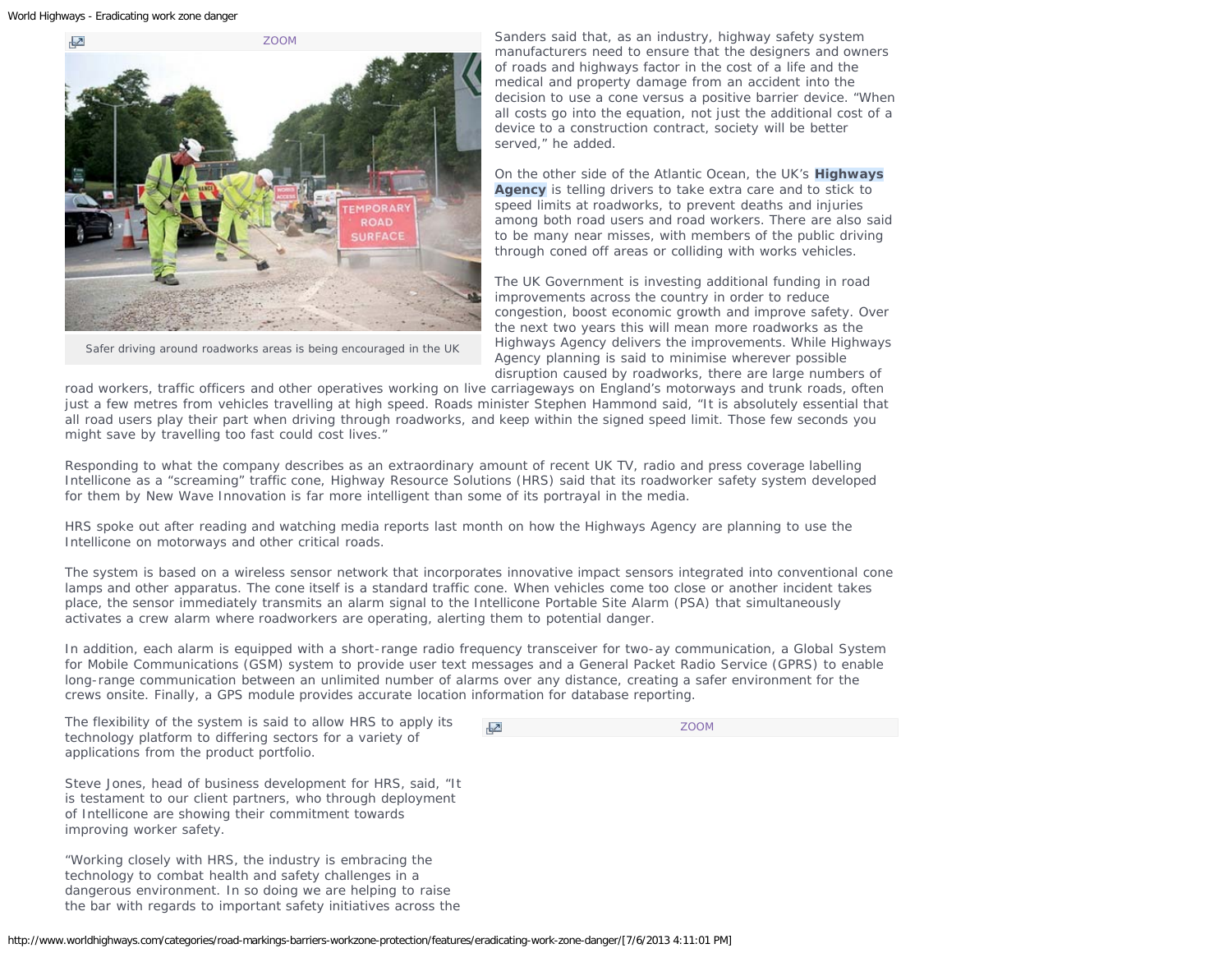ZOOM

Safer driving around roadworks areas is being encouraged in the UK

Sanders said that, as an industry, highway safety system manufacturers need to ensure that the designers and owners of roads and highways factor in the cost of a life and the medical and property damage from an accident into the decision to use a cone versus a positive barrier device. "When all costs go into the equation, not just the additional cost of a device to a construction contract, society will be better served," he added.

On the other side of the Atlantic Ocean, the UK's **Highways Agency** is telling drivers to take extra care and to stick to speed limits at roadworks, to prevent deaths and injuries among both road users and road workers. There are also said to be many near misses, with members of the public driving through coned off areas or colliding with works vehicles.

The UK Government is investing additional funding in road improvements across the country in order to reduce congestion, boost economic growth and improve safety. Over the next two years this will mean more roadworks as the Highways Agency delivers the improvements. While Highways Agency planning is said to minimise wherever possible disruption caused by roadworks, there are large numbers of road workers, traffic officers and other operatives working on live carriageways on England's motorways and trunk roads, often just a few metres from vehicles travelling at high speed. Roads minister Stephen Hammond said, "It is absolutely essential that all road users play their part when driving through roadworks, and keep within the signed speed limit. Those few seconds you might save by travelling too fast could cost lives."

Responding to what the company describes as an extraordinary amount of recent UK TV, radio and press coverage labelling Intellicone as a "screaming" traffic cone, Highway Resource Solutions (HRS) said that its roadworker safety system developed for them by New Wave Innovation is far more intelligent than some of its portrayal in the media.

HRS spoke out after reading and watching media reports last month on how the Highways Agency are planning to use the Intellicone on motorways and other critical roads.

The system is based on a wireless sensor network that incorporates innovative impact sensors integrated into conventional cone lamps and other apparatus. The cone itself is a standard traffic cone. When vehicles come too close or another incident takes place, the sensor immediately transmits an alarm signal to the Intellicone Portable Site Alarm (PSA) that simultaneously activates a crew alarm where roadworkers are operating, alerting them to potential danger.

In addition, each alarm is equipped with a short-range radio frequency transceiver for two-ay communication, a Global System for Mobile Communications (GSM) system to provide user text messages and a General Packet Radio Service (GPRS) to enable long-range communication between an unlimited number of alarms over any distance, creating a safer environment for the crews onsite. Finally, a GPS module provides accurate location information for database reporting.

ZOOM

The flexibility of the system is said to allow HRS to apply its technology platform to differing sectors for a variety of applications from the product portfolio.

Steve Jones, head of business development for HRS, said, "It is testament to our client partners, who through deployment of Intellicone are showing their commitment towards improving worker safety.

"Working closely with HRS, the industry is embracing the technology to combat health and safety challenges in a dangerous environment. In so doing we are helping to raise the bar with regards to important safety initiatives across the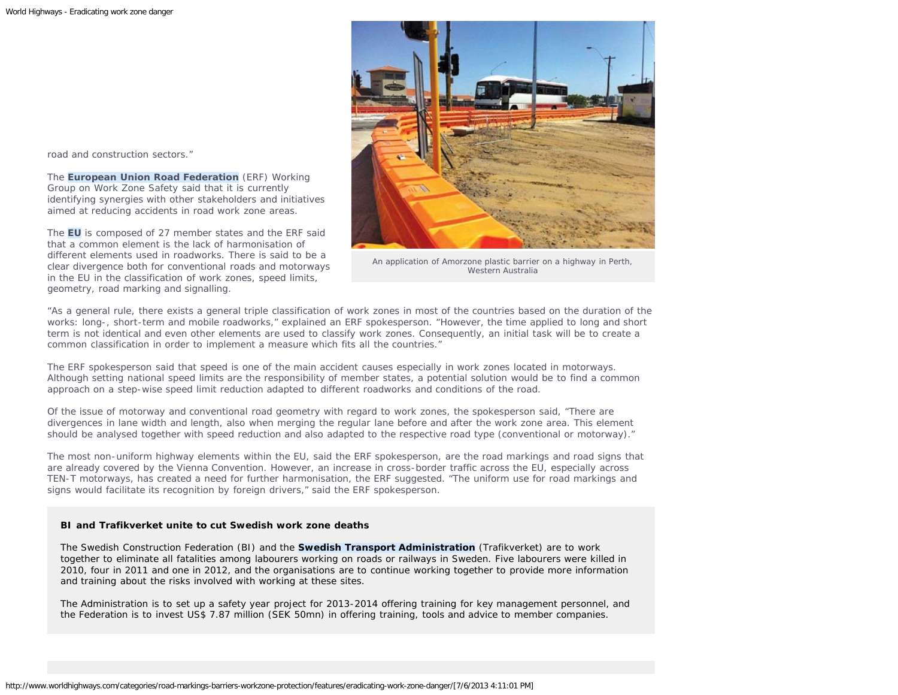road and construction sectors."

The **European Union Road Federation** (ERF) Working Group on Work Zone Safety said that it is currently identifying synergies with other stakeholders and initiatives aimed at reducing accidents in road work zone areas.

The **EU** is composed of 27 member states and the ERF said that a common element is the lack of harmonisation of different elements used in roadworks. There is said to be a clear divergence both for conventional roads and motorways in the EU in the classification of work zones, speed limits, geometry, road marking and signalling.

An application of Amorzone plastic barrier on a highway in Perth, Western Australia

"As a general rule, there exists a general triple classification of work zones in most of the countries based on the duration of the works: long-, short-term and mobile roadworks," explained an ERF spokesperson. "However, the time applied to long and short term is not identical and even other elements are used to classify work zones. Consequently, an initial task will be to create a common classification in order to implement a measure which fits all the countries."

The ERF spokesperson said that speed is one of the main accident causes especially in work zones located in motorways. Although setting national speed limits are the responsibility of member states, a potential solution would be to find a common approach on a step-wise speed limit reduction adapted to different roadworks and conditions of the road.

Of the issue of motorway and conventional road geometry with regard to work zones, the spokesperson said, "There are divergences in lane width and length, also when merging the regular lane before and after the work zone area. This element should be analysed together with speed reduction and also adapted to the respective road type (conventional or motorway)."

The most non-uniform highway elements within the EU, said the ERF spokesperson, are the road markings and road signs that are already covered by the Vienna Convention. However, an increase in cross-border traffic across the EU, especially across TEN-T motorways, has created a need for further harmonisation, the ERF suggested. "The uniform use for road markings and signs would facilitate its recognition by foreign drivers," said the ERF spokesperson.

**BI and Trafikverket unite to cut Swedish work zone deaths**

The Swedish Construction Federation (BI) and the **Swedish Transport Administration** (Trafikverket) are to work together to eliminate all fatalities among labourers working on roads or railways in Sweden. Five labourers were killed in 2010, four in 2011 and one in 2012, and the organisations are to continue working together to provide more information and training about the risks involved with working at these sites.

The Administration is to set up a safety year project for 2013-2014 offering training for key management personnel, and the Federation is to invest US$ 7.87 million (SEK 50mn) in offering training, tools and advice to member companies.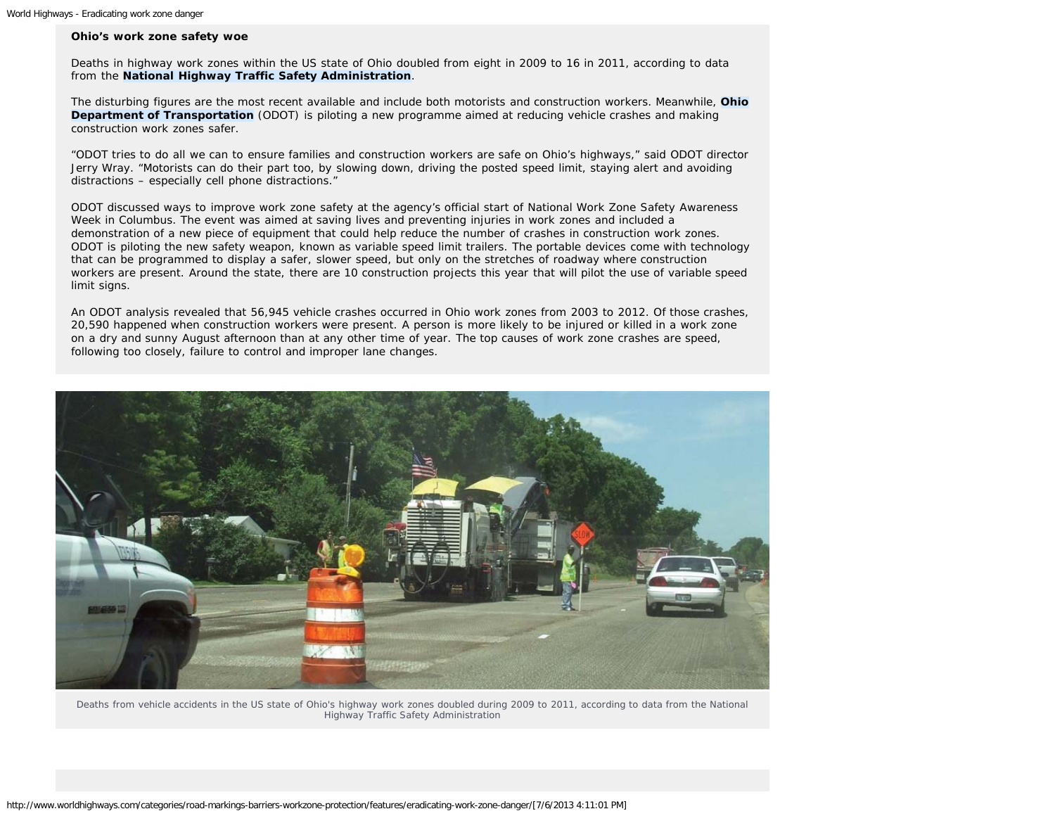**Ohio's work zone safety woe**

Deaths in highway work zones within the US state of Ohio doubled from eight in 2009 to 16 in 2011, according to data from the **National Highway Traffic Safety Administration**.

The disturbing figures are the most recent available and include both motorists and construction workers. Meanwhile, **Ohio Department of Transportation** (ODOT) is piloting a new programme aimed at reducing vehicle crashes and making construction work zones safer.

"ODOT tries to do all we can to ensure families and construction workers are safe on Ohio's highways," said ODOT director Jerry Wray. "Motorists can do their part too, by slowing down, driving the posted speed limit, staying alert and avoiding distractions – especially cell phone distractions."

ODOT discussed ways to improve work zone safety at the agency's official start of National Work Zone Safety Awareness Week in Columbus. The event was aimed at saving lives and preventing injuries in work zones and included a demonstration of a new piece of equipment that could help reduce the number of crashes in construction work zones. ODOT is piloting the new safety weapon, known as variable speed limit trailers. The portable devices come with technology that can be programmed to display a safer, slower speed, but only on the stretches of roadway where construction workers are present. Around the state, there are 10 construction projects this year that will pilot the use of variable speed limit signs.

An ODOT analysis revealed that 56,945 vehicle crashes occurred in Ohio work zones from 2003 to 2012. Of those crashes, 20,590 happened when construction workers were present. A person is more likely to be injured or killed in a work zone on a dry and sunny August afternoon than at any other time of year. The top causes of work zone crashes are speed, following too closely, failure to control and improper lane changes.

Deaths from vehicle accidents in the US state of Ohio's highway work zones doubled during 2009 to 2011, according to data from the National Highway Traffic Safety Administration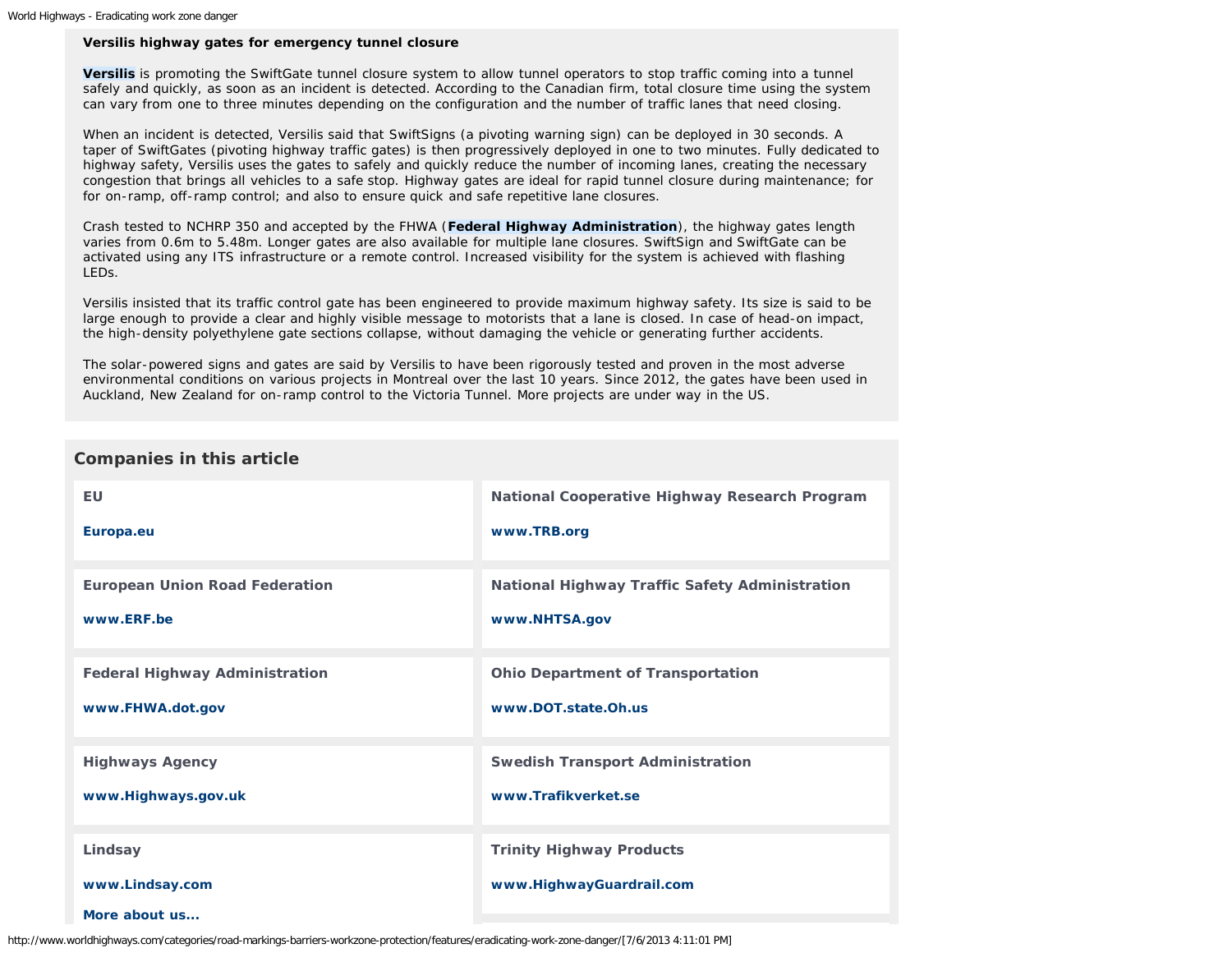### Versilis highway gates for emergency tunnel closure

**Versilis** is promoting the SwiftGate tunnel closure system to allow tunnel operators to stop traffic coming into a tunnel safely and quickly, as soon as an incident is detected. According to the Canadian firm, total closure time using the system can vary from one to three minutes depending on the configuration and the number of traffic lanes that need closing.

When an incident is detected, Versilis said that SwiftSigns (a pivoting warning sign) can be deployed in 30 seconds. A taper of SwiftGates (pivoting highway traffic gates) is then progressively deployed in one to two minutes. Fully dedicated to highway safety, Versilis uses the gates to safely and quickly reduce the number of incoming lanes, creating the necessary congestion that brings all vehicles to a safe stop. Highway gates are ideal for rapid tunnel closure during maintenance; for for on-ramp, off-ramp control; and also to ensure quick and safe repetitive lane closures.

Crash tested to NCHRP 350 and accepted by the FHWA (**Federal Highway Administration**), the highway gates length varies from 0.6m to 5.48m. Longer gates are also available for multiple lane closures. SwiftSign and SwiftGate can be activated using any ITS infrastructure or a remote control. Increased visibility for the system is achieved with flashing LEDs.

Versilis insisted that its traffic control gate has been engineered to provide maximum highway safety. Its size is said to be large enough to provide a clear and highly visible message to motorists that a lane is closed. In case of head-on impact, the high-density polyethylene gate sections collapse, without damaging the vehicle or generating further accidents.

The solar-powered signs and gates are said by Versilis to have been rigorously tested and proven in the most adverse environmental conditions on various projects in Montreal over the last 10 years. Since 2012, the gates have been used in Auckland, New Zealand for on-ramp control to the Victoria Tunnel. More projects are under way in the US.

## Companies in this article

**EU**
Europa.eu

**National Cooperative Highway Research Program**
www.TRB.org

**European Union Road Federation**
www.ERF.be

**National Highway Traffic Safety Administration**
www.NHTSA.gov

**Federal Highway Administration**
www.FHWA.dot.gov

**Ohio Department of Transportation**
www.DOT.state.Oh.us

**Highways Agency**
www.Highways.gov.uk

**Swedish Transport Administration**
www.Trafikverket.se

**Lindsay**
www.Lindsay.com
More about us...

**Trinity Highway Products**
www.HighwayGuardrail.com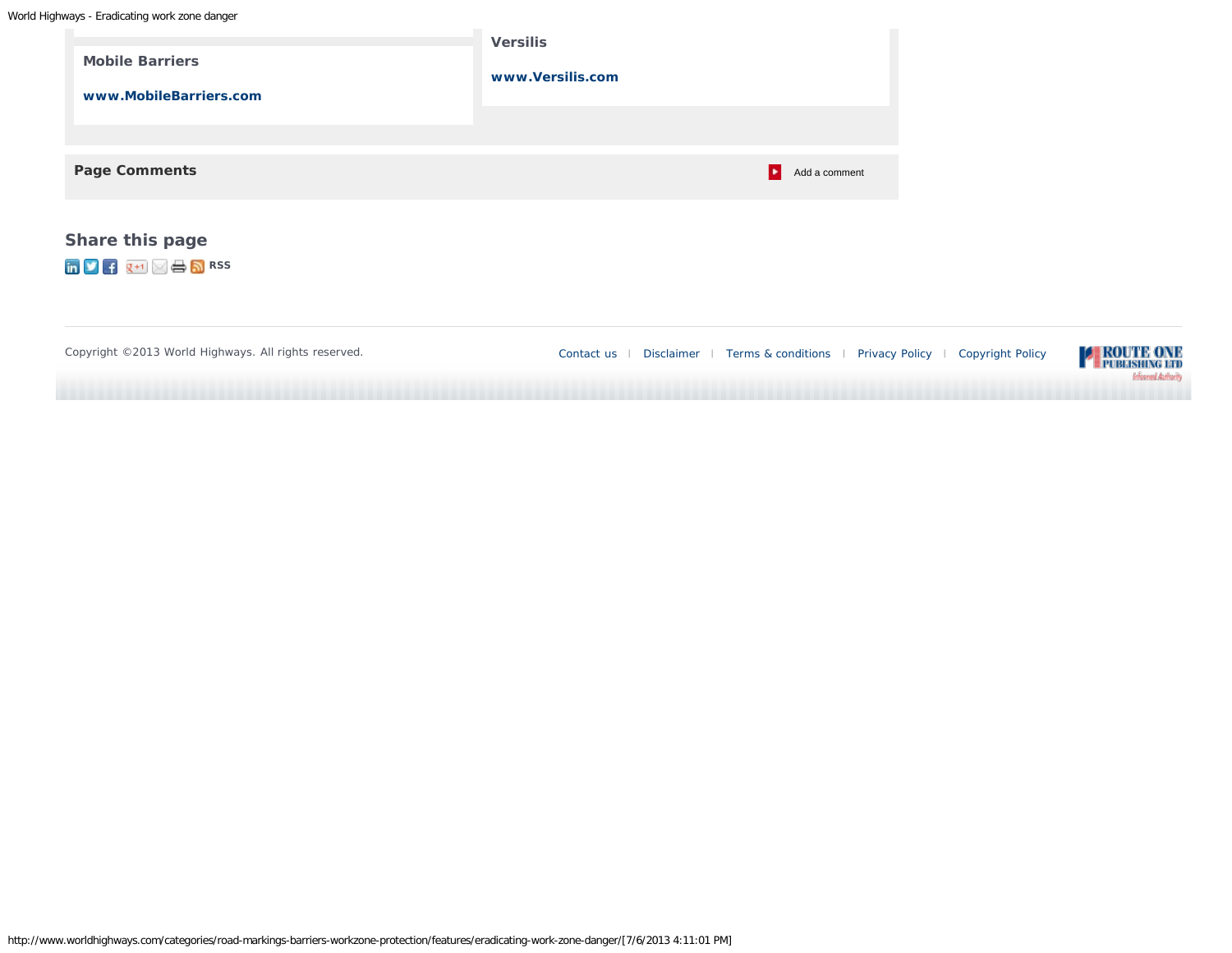**Mobile Barriers**

**www.MobileBarriers.com**

**Versilis**

**www.Versilis.com**

**Page Comments**

Add a comment

## Share this page

RSS

Copyright ©2013 World Highways. All rights reserved.

Contact us | Disclaimer | Terms & conditions | Privacy Policy | Copyright Policy